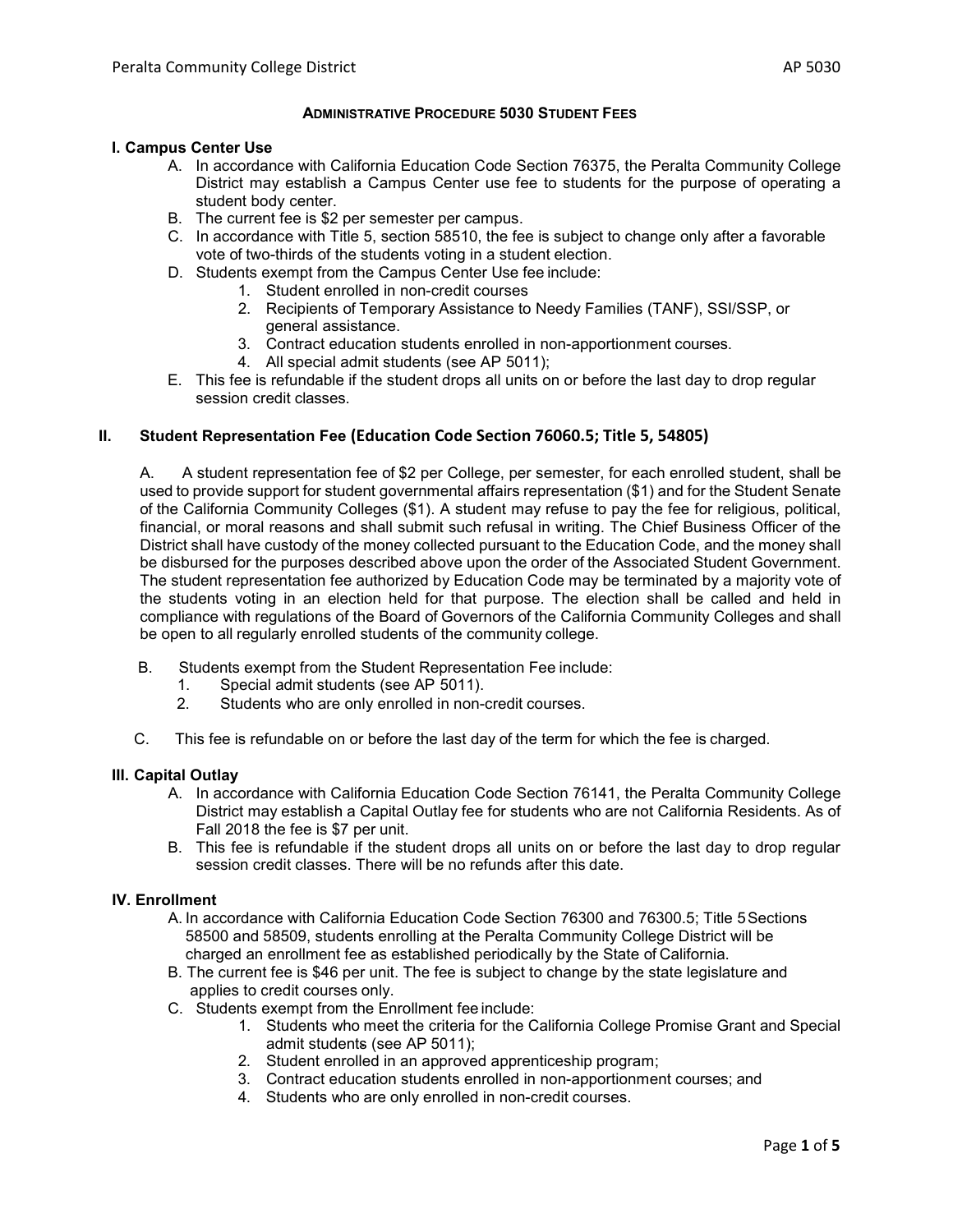# Administrative Procedure 5030 Student Fees

## I. Campus Center Use

A. In accordance with California Education Code Section 76375, the Peralta Community College District may establish a Campus Center use fee to students for the purpose of operating a student body center.

B. The current fee is $2 per semester per campus.

C. In accordance with Title 5, section 58510, the fee is subject to change only after a favorable vote of two-thirds of the students voting in a student election.

D. Students exempt from the Campus Center Use fee include:

1. Student enrolled in non-credit courses
2. Recipients of Temporary Assistance to Needy Families (TANF), SSI/SSP, or general assistance.
3. Contract education students enrolled in non-apportionment courses.
4. All special admit students (see AP 5011);

E. This fee is refundable if the student drops all units on or before the last day to drop regular session credit classes.

## II. Student Representation Fee (Education Code Section 76060.5; Title 5, 54805)

A. A student representation fee of $2 per College, per semester, for each enrolled student, shall be used to provide support for student governmental affairs representation ($1) and for the Student Senate of the California Community Colleges ($1). A student may refuse to pay the fee for religious, political, financial, or moral reasons and shall submit such refusal in writing. The Chief Business Officer of the District shall have custody of the money collected pursuant to the Education Code, and the money shall be disbursed for the purposes described above upon the order of the Associated Student Government. The student representation fee authorized by Education Code may be terminated by a majority vote of the students voting in an election held for that purpose. The election shall be called and held in compliance with regulations of the Board of Governors of the California Community Colleges and shall be open to all regularly enrolled students of the community college.

B. Students exempt from the Student Representation Fee include:

1. Special admit students (see AP 5011).
2. Students who are only enrolled in non-credit courses.

C. This fee is refundable on or before the last day of the term for which the fee is charged.

## III. Capital Outlay

A. In accordance with California Education Code Section 76141, the Peralta Community College District may establish a Capital Outlay fee for students who are not California Residents. As of Fall 2018 the fee is $7 per unit.

B. This fee is refundable if the student drops all units on or before the last day to drop regular session credit classes. There will be no refunds after this date.

## IV. Enrollment

A. In accordance with California Education Code Section 76300 and 76300.5; Title 5 Sections 58500 and 58509, students enrolling at the Peralta Community College District will be charged an enrollment fee as established periodically by the State of California.

B. The current fee is $46 per unit. The fee is subject to change by the state legislature and applies to credit courses only.

C. Students exempt from the Enrollment fee include:

1. Students who meet the criteria for the California College Promise Grant and Special admit students (see AP 5011);
2. Student enrolled in an approved apprenticeship program;
3. Contract education students enrolled in non-apportionment courses; and
4. Students who are only enrolled in non-credit courses.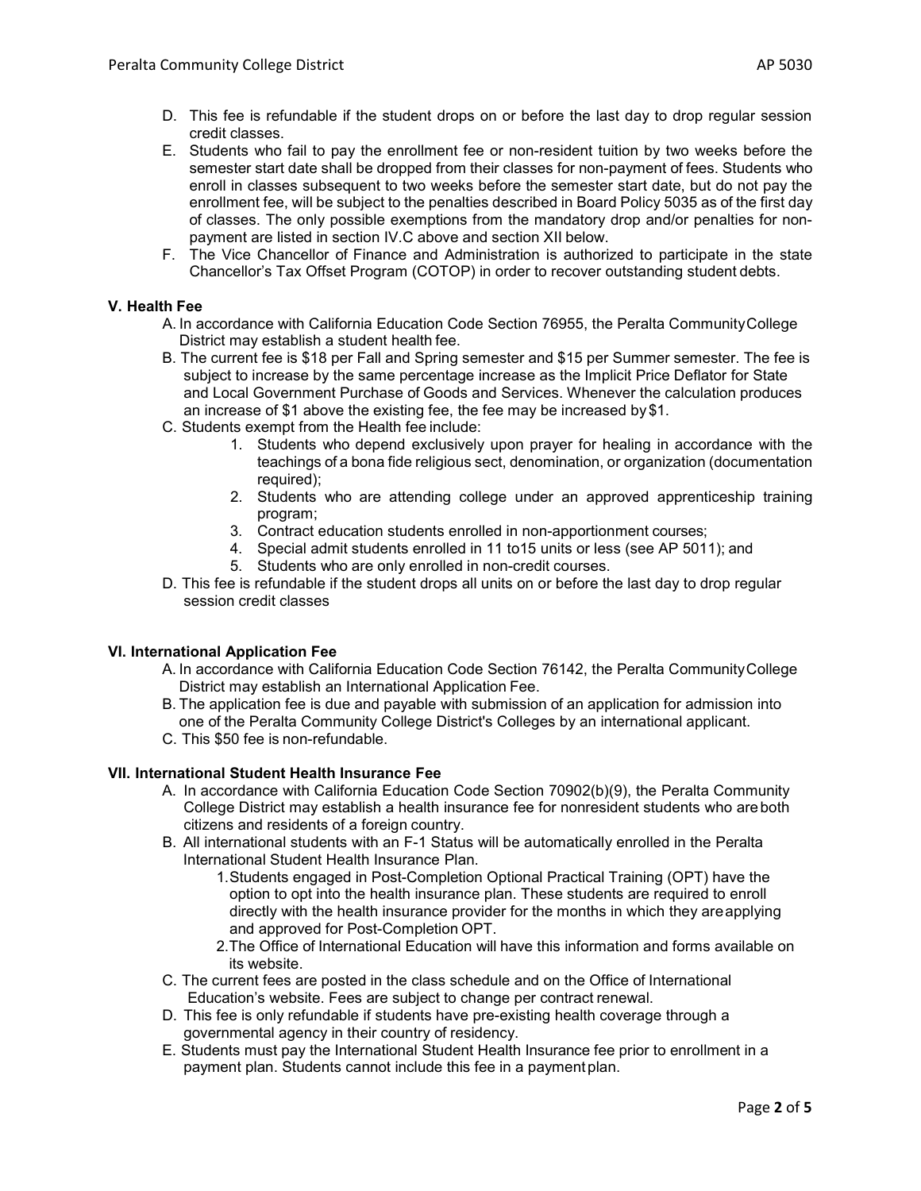D. This fee is refundable if the student drops on or before the last day to drop regular session credit classes.

E. Students who fail to pay the enrollment fee or non-resident tuition by two weeks before the semester start date shall be dropped from their classes for non-payment of fees. Students who enroll in classes subsequent to two weeks before the semester start date, but do not pay the enrollment fee, will be subject to the penalties described in Board Policy 5035 as of the first day of classes. The only possible exemptions from the mandatory drop and/or penalties for non-payment are listed in section IV.C above and section XII below.

F. The Vice Chancellor of Finance and Administration is authorized to participate in the state Chancellor's Tax Offset Program (COTOP) in order to recover outstanding student debts.

**V. Health Fee**

A. In accordance with California Education Code Section 76955, the Peralta Community College District may establish a student health fee.

B. The current fee is $18 per Fall and Spring semester and $15 per Summer semester. The fee is subject to increase by the same percentage increase as the Implicit Price Deflator for State and Local Government Purchase of Goods and Services. Whenever the calculation produces an increase of $1 above the existing fee, the fee may be increased by $1.

C. Students exempt from the Health fee include:

1. Students who depend exclusively upon prayer for healing in accordance with the teachings of a bona fide religious sect, denomination, or organization (documentation required);
2. Students who are attending college under an approved apprenticeship training program;
3. Contract education students enrolled in non-apportionment courses;
4. Special admit students enrolled in 11 to15 units or less (see AP 5011); and
5. Students who are only enrolled in non-credit courses.

D. This fee is refundable if the student drops all units on or before the last day to drop regular session credit classes

**VI. International Application Fee**

A. In accordance with California Education Code Section 76142, the Peralta Community College District may establish an International Application Fee.

B. The application fee is due and payable with submission of an application for admission into one of the Peralta Community College District's Colleges by an international applicant.

C. This $50 fee is non-refundable.

**VII. International Student Health Insurance Fee**

A. In accordance with California Education Code Section 70902(b)(9), the Peralta Community College District may establish a health insurance fee for nonresident students who are both citizens and residents of a foreign country.

B. All international students with an F-1 Status will be automatically enrolled in the Peralta International Student Health Insurance Plan.

1. Students engaged in Post-Completion Optional Practical Training (OPT) have the option to opt into the health insurance plan. These students are required to enroll directly with the health insurance provider for the months in which they are applying and approved for Post-Completion OPT.
2. The Office of International Education will have this information and forms available on its website.

C. The current fees are posted in the class schedule and on the Office of International Education's website. Fees are subject to change per contract renewal.

D. This fee is only refundable if students have pre-existing health coverage through a governmental agency in their country of residency.

E. Students must pay the International Student Health Insurance fee prior to enrollment in a payment plan. Students cannot include this fee in a payment plan.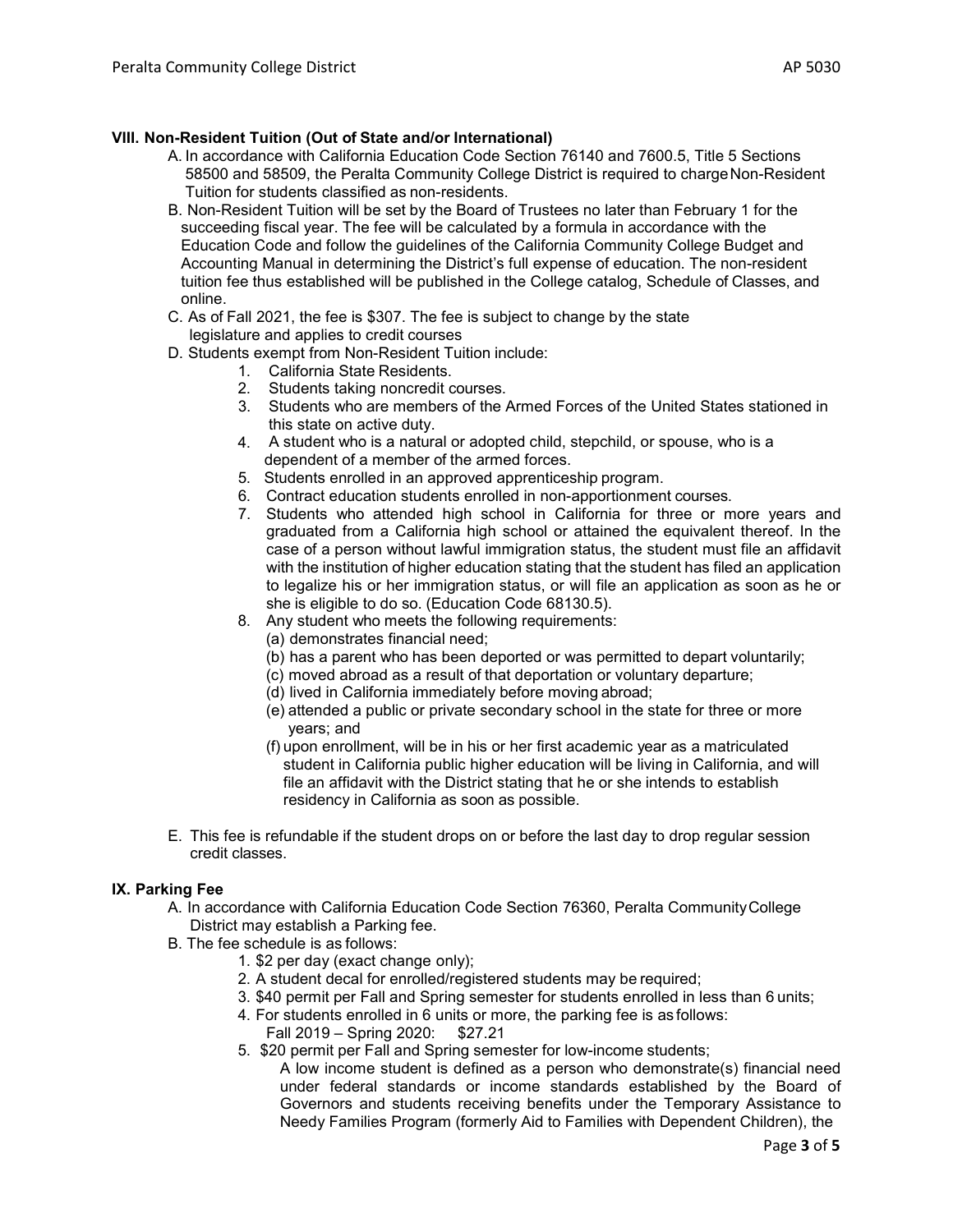## VIII. Non-Resident Tuition (Out of State and/or International)

A. In accordance with California Education Code Section 76140 and 7600.5, Title 5 Sections 58500 and 58509, the Peralta Community College District is required to charge Non-Resident Tuition for students classified as non-residents.

B. Non-Resident Tuition will be set by the Board of Trustees no later than February 1 for the succeeding fiscal year. The fee will be calculated by a formula in accordance with the Education Code and follow the guidelines of the California Community College Budget and Accounting Manual in determining the District's full expense of education. The non-resident tuition fee thus established will be published in the College catalog, Schedule of Classes, and online.

C. As of Fall 2021, the fee is $307. The fee is subject to change by the state legislature and applies to credit courses

D. Students exempt from Non-Resident Tuition include:

1. California State Residents.
2. Students taking noncredit courses.
3. Students who are members of the Armed Forces of the United States stationed in this state on active duty.
4. A student who is a natural or adopted child, stepchild, or spouse, who is a dependent of a member of the armed forces.
5. Students enrolled in an approved apprenticeship program.
6. Contract education students enrolled in non-apportionment courses.
7. Students who attended high school in California for three or more years and graduated from a California high school or attained the equivalent thereof. In the case of a person without lawful immigration status, the student must file an affidavit with the institution of higher education stating that the student has filed an application to legalize his or her immigration status, or will file an application as soon as he or she is eligible to do so. (Education Code 68130.5).
8. Any student who meets the following requirements:
   (a) demonstrates financial need;
   (b) has a parent who has been deported or was permitted to depart voluntarily;
   (c) moved abroad as a result of that deportation or voluntary departure;
   (d) lived in California immediately before moving abroad;
   (e) attended a public or private secondary school in the state for three or more years; and
   (f) upon enrollment, will be in his or her first academic year as a matriculated student in California public higher education will be living in California, and will file an affidavit with the District stating that he or she intends to establish residency in California as soon as possible.

E. This fee is refundable if the student drops on or before the last day to drop regular session credit classes.

## IX. Parking Fee

A. In accordance with California Education Code Section 76360, Peralta Community College District may establish a Parking fee.

B. The fee schedule is as follows:

1. $2 per day (exact change only);
2. A student decal for enrolled/registered students may be required;
3. $40 permit per Fall and Spring semester for students enrolled in less than 6 units;
4. For students enrolled in 6 units or more, the parking fee is as follows:
   Fall 2019 – Spring 2020: $27.21
5. $20 permit per Fall and Spring semester for low-income students;
   A low income student is defined as a person who demonstrate(s) financial need under federal standards or income standards established by the Board of Governors and students receiving benefits under the Temporary Assistance to Needy Families Program (formerly Aid to Families with Dependent Children), the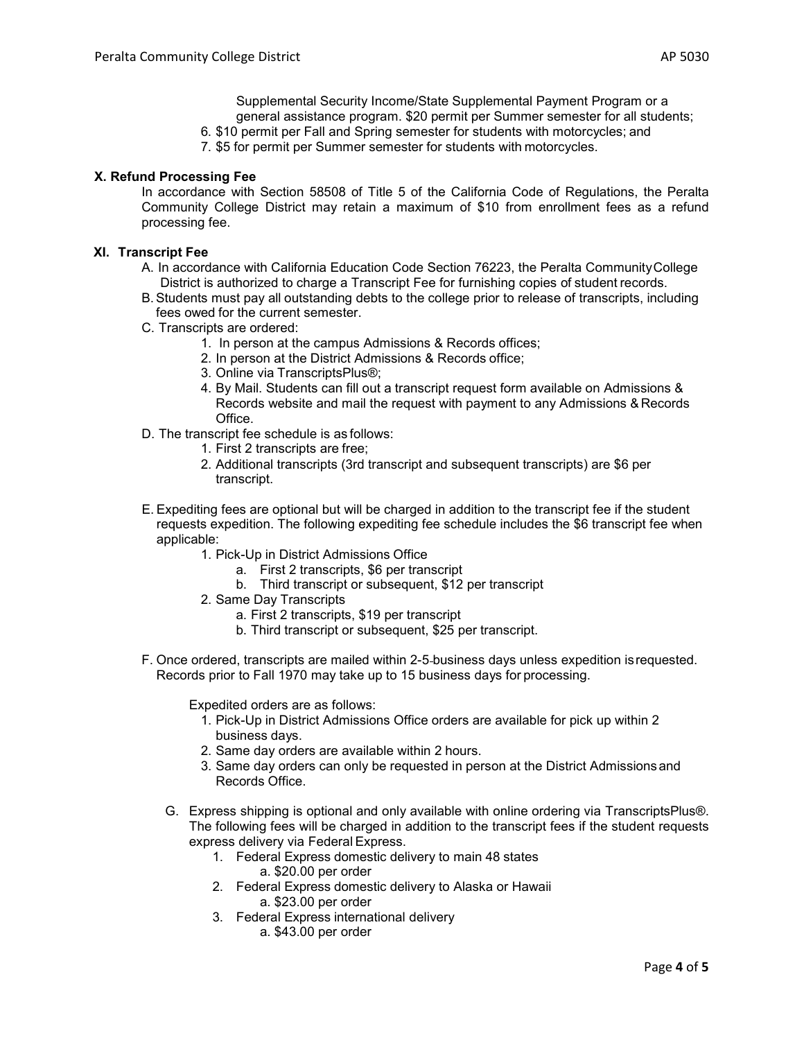Supplemental Security Income/State Supplemental Payment Program or a general assistance program. $20 permit per Summer semester for all students;

6. $10 permit per Fall and Spring semester for students with motorcycles; and
7. $5 for permit per Summer semester for students with motorcycles.

**X. Refund Processing Fee**

In accordance with Section 58508 of Title 5 of the California Code of Regulations, the Peralta Community College District may retain a maximum of $10 from enrollment fees as a refund processing fee.

**XI. Transcript Fee**

A. In accordance with California Education Code Section 76223, the Peralta Community College District is authorized to charge a Transcript Fee for furnishing copies of student records.

B. Students must pay all outstanding debts to the college prior to release of transcripts, including fees owed for the current semester.

C. Transcripts are ordered:
   1. In person at the campus Admissions & Records offices;
   2. In person at the District Admissions & Records office;
   3. Online via TranscriptsPlus®;
   4. By Mail. Students can fill out a transcript request form available on Admissions & Records website and mail the request with payment to any Admissions & Records Office.

D. The transcript fee schedule is as follows:
   1. First 2 transcripts are free;
   2. Additional transcripts (3rd transcript and subsequent transcripts) are $6 per transcript.

E. Expediting fees are optional but will be charged in addition to the transcript fee if the student requests expedition. The following expediting fee schedule includes the $6 transcript fee when applicable:
   1. Pick-Up in District Admissions Office
      a. First 2 transcripts, $6 per transcript
      b. Third transcript or subsequent, $12 per transcript
   2. Same Day Transcripts
      a. First 2 transcripts, $19 per transcript
      b. Third transcript or subsequent, $25 per transcript.

F. Once ordered, transcripts are mailed within 2-5 business days unless expedition is requested. Records prior to Fall 1970 may take up to 15 business days for processing.

   Expedited orders are as follows:
   1. Pick-Up in District Admissions Office orders are available for pick up within 2 business days.
   2. Same day orders are available within 2 hours.
   3. Same day orders can only be requested in person at the District Admissions and Records Office.

G. Express shipping is optional and only available with online ordering via TranscriptsPlus®. The following fees will be charged in addition to the transcript fees if the student requests express delivery via Federal Express.
   1. Federal Express domestic delivery to main 48 states
      a. $20.00 per order
   2. Federal Express domestic delivery to Alaska or Hawaii
      a. $23.00 per order
   3. Federal Express international delivery
      a. $43.00 per order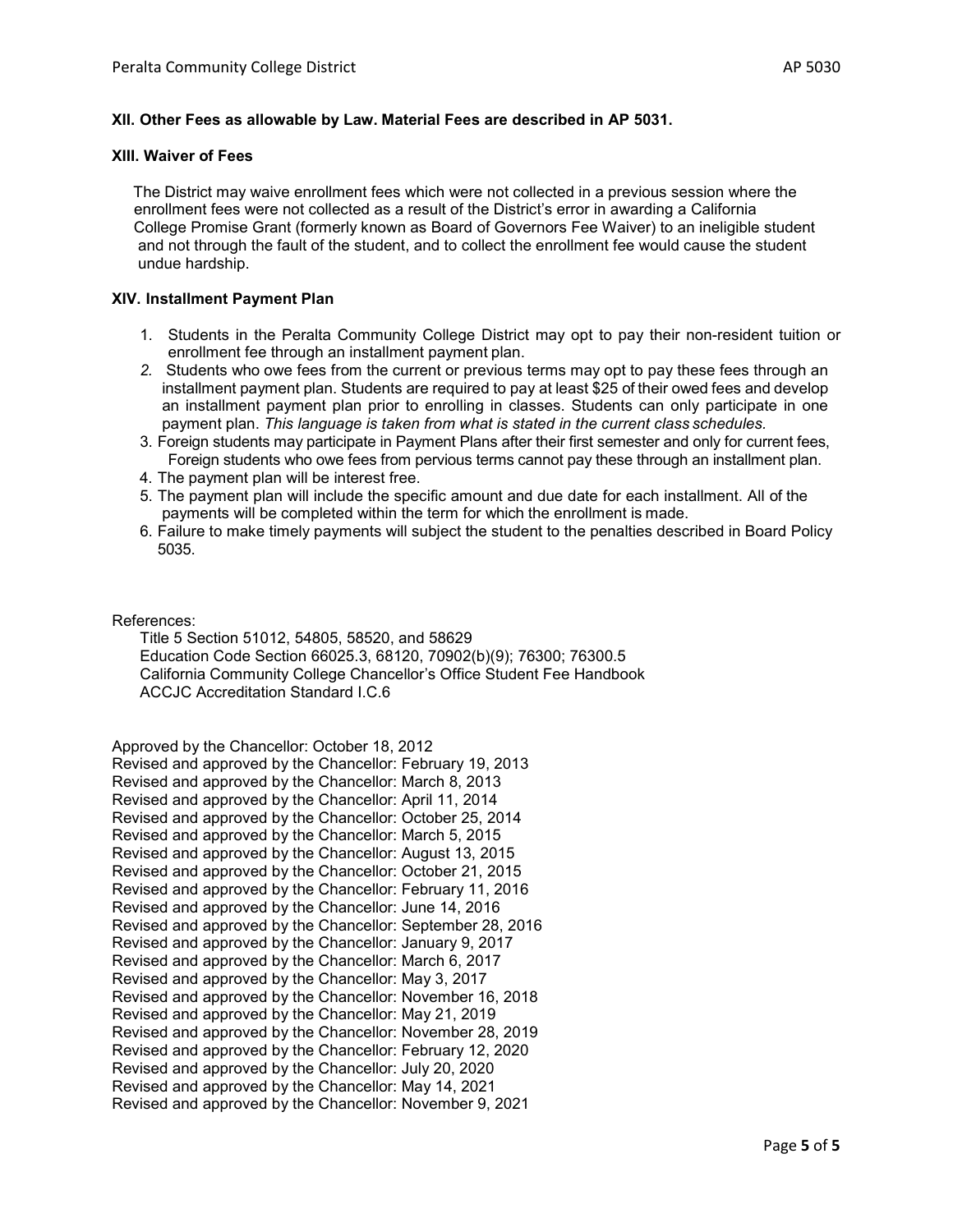### XII. Other Fees as allowable by Law. Material Fees are described in AP 5031.

### XIII. Waiver of Fees

The District may waive enrollment fees which were not collected in a previous session where the enrollment fees were not collected as a result of the District's error in awarding a California College Promise Grant (formerly known as Board of Governors Fee Waiver) to an ineligible student and not through the fault of the student, and to collect the enrollment fee would cause the student undue hardship.

### XIV. Installment Payment Plan

1. Students in the Peralta Community College District may opt to pay their non-resident tuition or enrollment fee through an installment payment plan.
2. Students who owe fees from the current or previous terms may opt to pay these fees through an installment payment plan. Students are required to pay at least $25 of their owed fees and develop an installment payment plan prior to enrolling in classes. Students can only participate in one payment plan. *This language is taken from what is stated in the current class schedules.*
3. Foreign students may participate in Payment Plans after their first semester and only for current fees, Foreign students who owe fees from pervious terms cannot pay these through an installment plan.
4. The payment plan will be interest free.
5. The payment plan will include the specific amount and due date for each installment. All of the payments will be completed within the term for which the enrollment is made.
6. Failure to make timely payments will subject the student to the penalties described in Board Policy 5035.

References:

Title 5 Section 51012, 54805, 58520, and 58629
Education Code Section 66025.3, 68120, 70902(b)(9); 76300; 76300.5
California Community College Chancellor's Office Student Fee Handbook
ACCJC Accreditation Standard I.C.6

Approved by the Chancellor: October 18, 2012
Revised and approved by the Chancellor: February 19, 2013
Revised and approved by the Chancellor: March 8, 2013
Revised and approved by the Chancellor: April 11, 2014
Revised and approved by the Chancellor: October 25, 2014
Revised and approved by the Chancellor: March 5, 2015
Revised and approved by the Chancellor: August 13, 2015
Revised and approved by the Chancellor: October 21, 2015
Revised and approved by the Chancellor: February 11, 2016
Revised and approved by the Chancellor: June 14, 2016
Revised and approved by the Chancellor: September 28, 2016
Revised and approved by the Chancellor: January 9, 2017
Revised and approved by the Chancellor: March 6, 2017
Revised and approved by the Chancellor: May 3, 2017
Revised and approved by the Chancellor: November 16, 2018
Revised and approved by the Chancellor: May 21, 2019
Revised and approved by the Chancellor: November 28, 2019
Revised and approved by the Chancellor: February 12, 2020
Revised and approved by the Chancellor: July 20, 2020
Revised and approved by the Chancellor: May 14, 2021
Revised and approved by the Chancellor: November 9, 2021